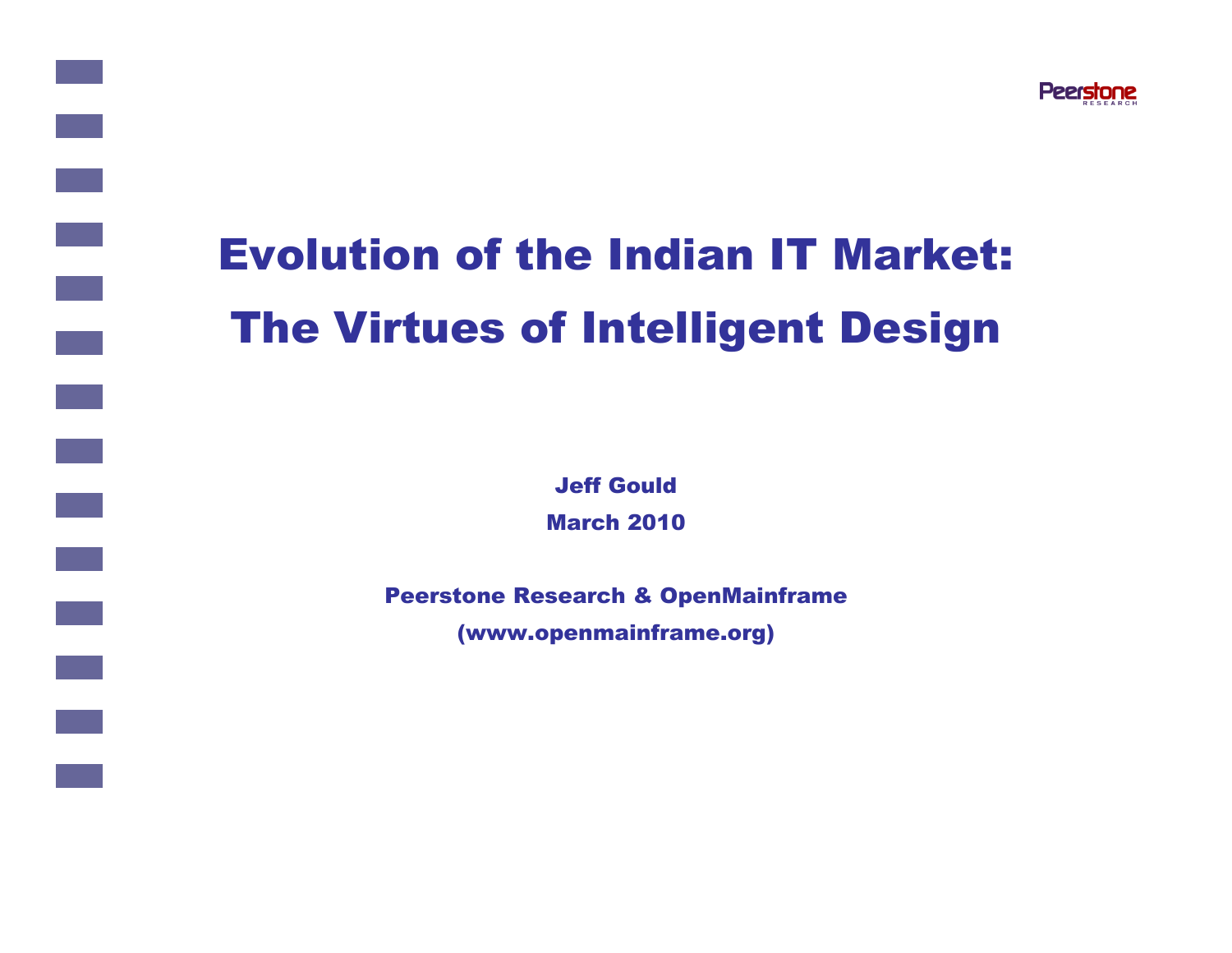# Evolution of the Indian IT Market: The Virtues of Intelligent Design

**Jeff Gould**

**March 2010**

**Peerstone Research & OpenMainframe**

**(www.openmainframe.org)**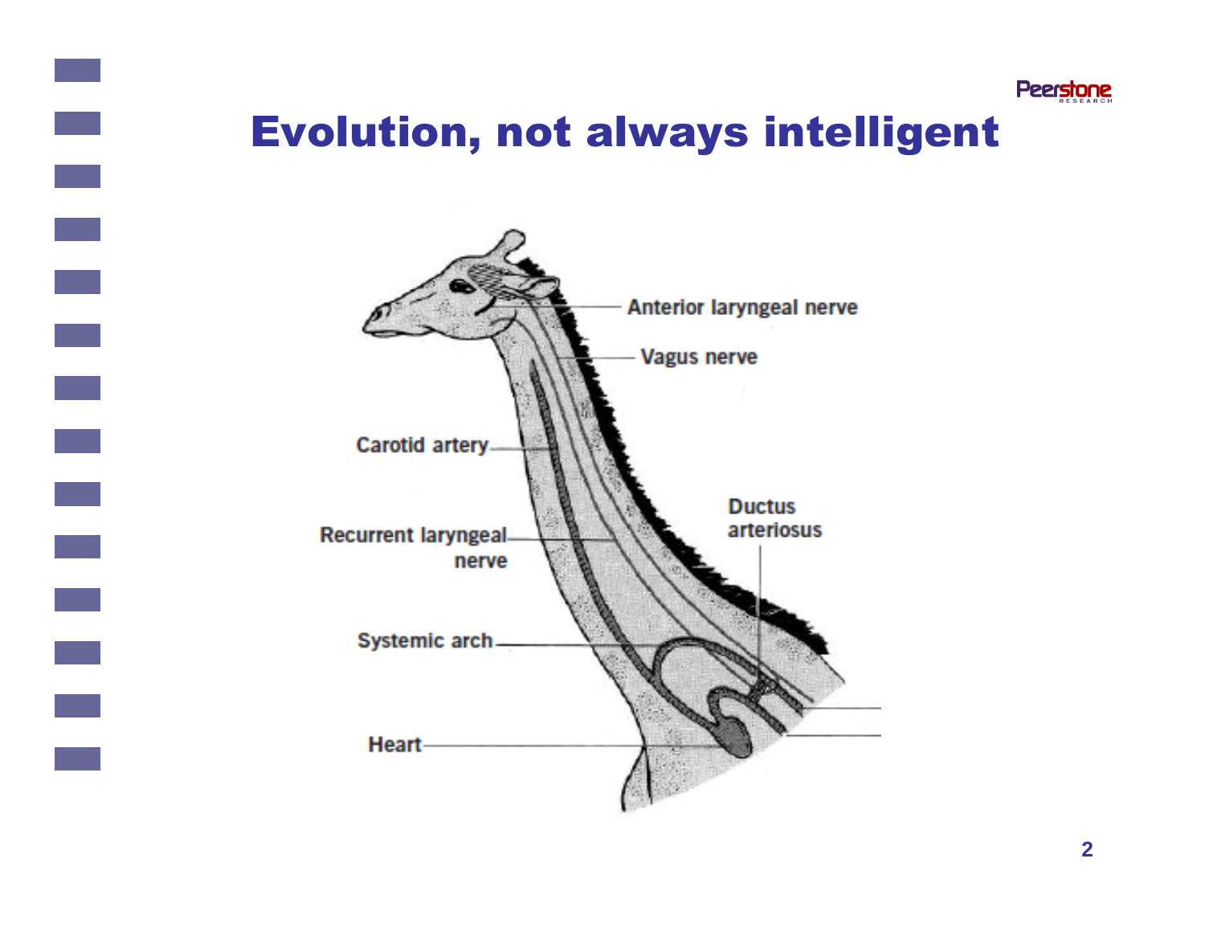# Evolution, not always intelligent

Anterior laryngeal nerve

Vagus nerve

Carotid artery

Ductus arteriosus

Recurrent laryngeal nerve

Systemic arch

Heart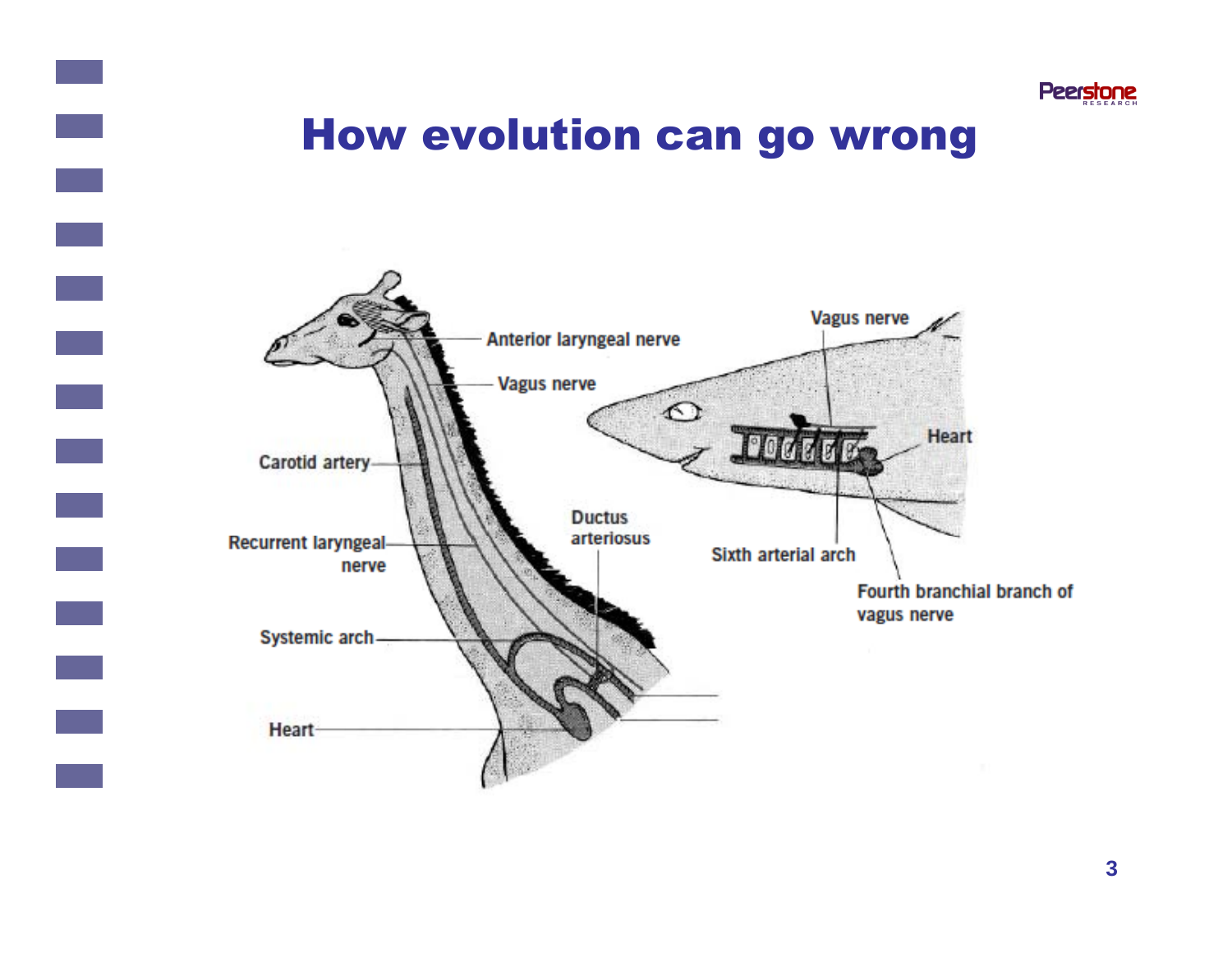# How evolution can go wrong

Anterior laryngeal nerve

Vagus nerve

Carotid artery

Recurrent laryngeal nerve

Systemic arch

Heart

Ductus arteriosus

Vagus nerve

Heart

Sixth arterial arch

Fourth branchial branch of vagus nerve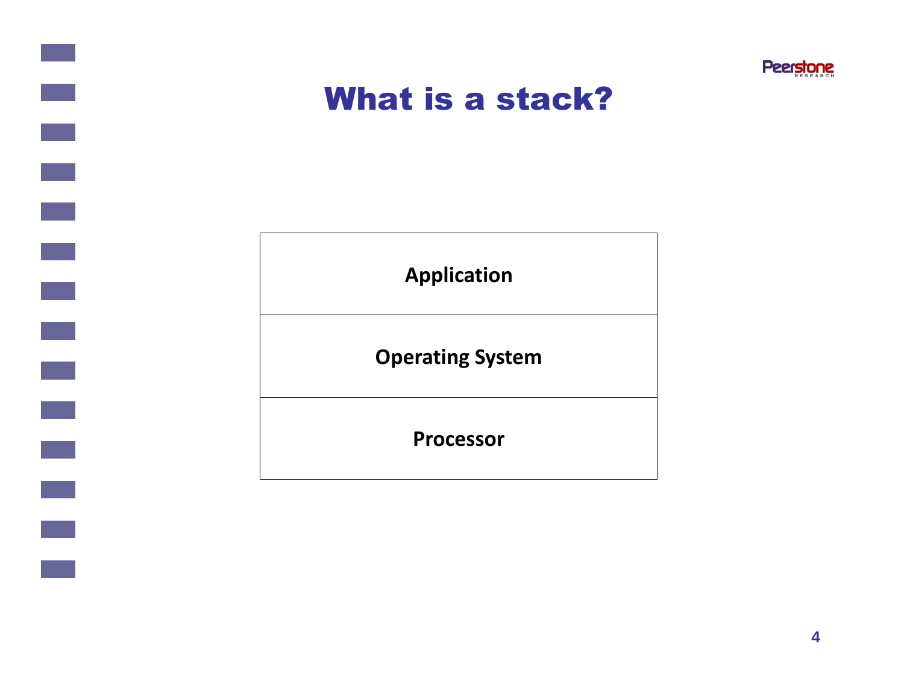# What is a stack?

| Application |
| --- |
| Operating System |
| Processor |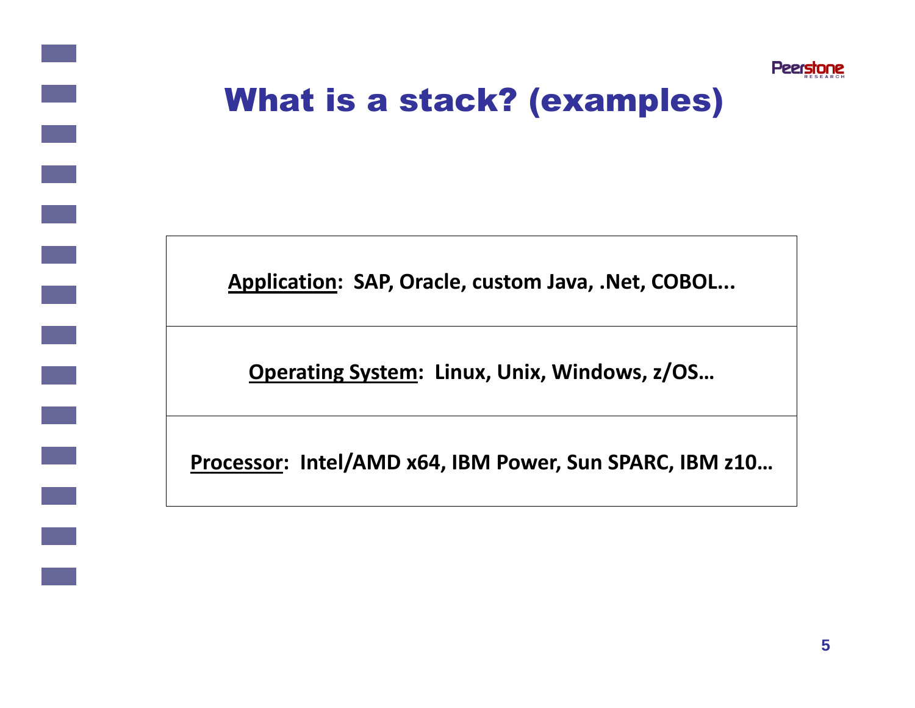# What is a stack? (examples)

| |
|---|
| **Application:** SAP, Oracle, custom Java, .Net, COBOL... |
| **Operating System:** Linux, Unix, Windows, z/OS… |
| **Processor:** Intel/AMD x64, IBM Power, Sun SPARC, IBM z10… |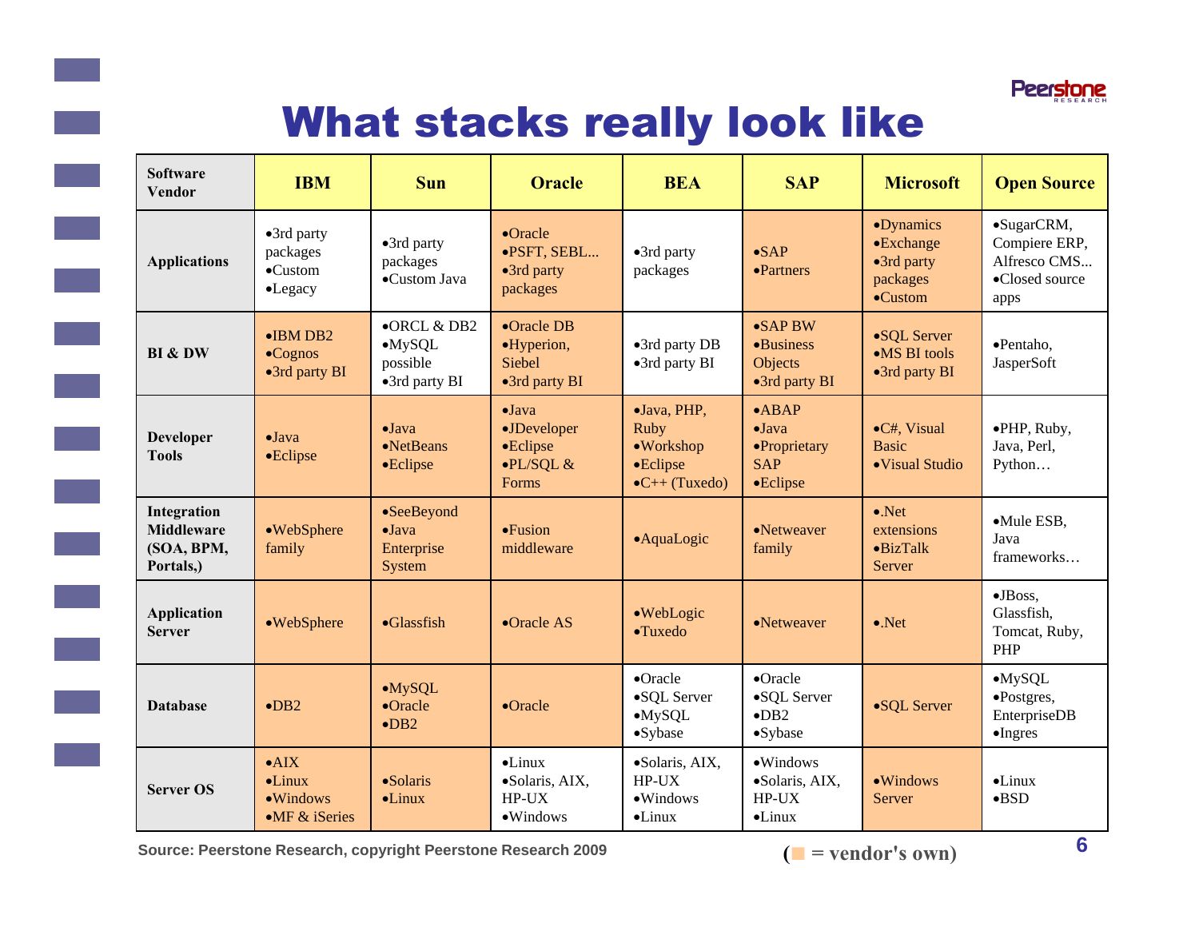# What stacks really look like

| Software Vendor | IBM | Sun | Oracle | BEA | SAP | Microsoft | Open Source |
|---|---|---|---|---|---|---|---|
| **Applications** | •3rd party packages •Custom •Legacy | •3rd party packages •Custom Java | •Oracle •PSFT, SEBL... •3rd party packages | •3rd party packages | •SAP •Partners | •Dynamics •Exchange •3rd party packages •Custom | •SugarCRM, Compiere ERP, Alfresco CMS... •Closed source apps |
| **BI & DW** | •IBM DB2 •Cognos •3rd party BI | •ORCL & DB2 •MySQL possible •3rd party BI | •Oracle DB •Hyperion, Siebel •3rd party BI | •3rd party DB •3rd party BI | •SAP BW •Business Objects •3rd party BI | •SQL Server •MS BI tools •3rd party BI | •Pentaho, JasperSoft |
| **Developer Tools** | •Java •Eclipse | •Java •NetBeans •Eclipse | •Java •JDeveloper •Eclipse •PL/SQL & Forms | •Java, PHP, Ruby •Workshop •Eclipse •C++ (Tuxedo) | •ABAP •Java •Proprietary SAP •Eclipse | •C#, Visual Basic •Visual Studio | •PHP, Ruby, Java, Perl, Python… |
| **Integration Middleware (SOA, BPM, Portals,)** | •WebSphere family | •SeeBeyond •Java Enterprise System | •Fusion middleware | •AquaLogic | •Netweaver family | •.Net extensions •BizTalk Server | •Mule ESB, Java frameworks… |
| **Application Server** | •WebSphere | •Glassfish | •Oracle AS | •WebLogic •Tuxedo | •Netweaver | •.Net | •JBoss, Glassfish, Tomcat, Ruby, PHP |
| **Database** | •DB2 | •MySQL •Oracle •DB2 | •Oracle | •Oracle •SQL Server •MySQL •Sybase | •Oracle •SQL Server •DB2 •Sybase | •SQL Server | •MySQL •Postgres, EnterpriseDB •Ingres |
| **Server OS** | •AIX •Linux •Windows •MF & iSeries | •Solaris •Linux | •Linux •Solaris, AIX, HP-UX •Windows | •Solaris, AIX, HP-UX •Windows •Linux | •Windows •Solaris, AIX, HP-UX •Linux | •Windows Server | •Linux •BSD |

Source: Peerstone Research, copyright Peerstone Research 2009

(■ = vendor's own)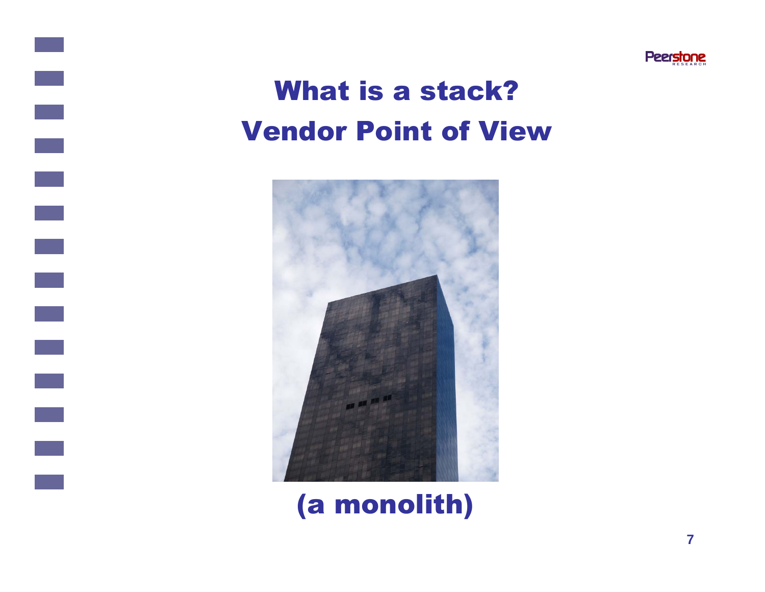# What is a stack?
# Vendor Point of View

(a monolith)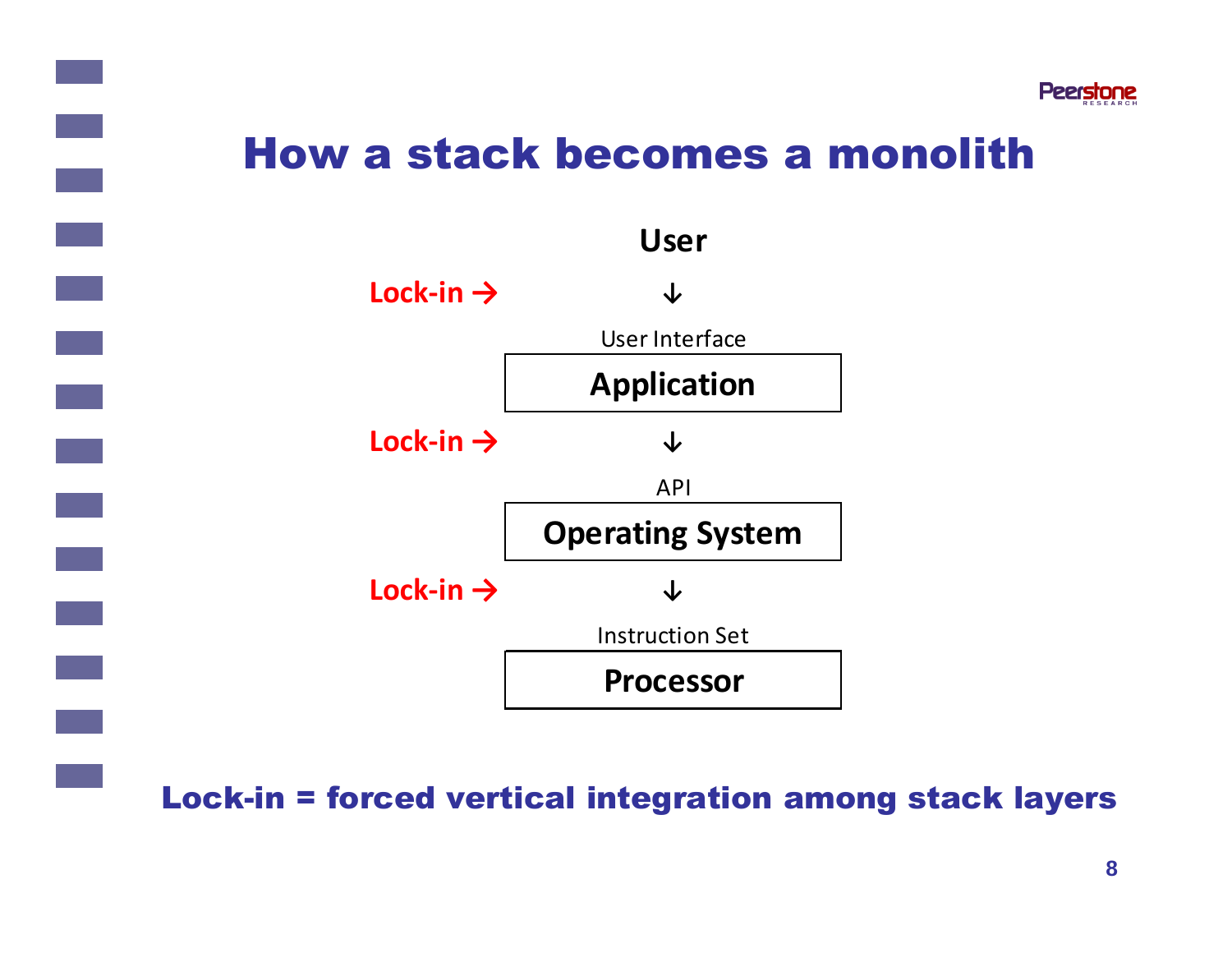# How a stack becomes a monolith

**User**

**Lock-in →** ↓

User Interface

**Application**

**Lock-in →** ↓

API

**Operating System**

**Lock-in →** ↓

Instruction Set

**Processor**

**Lock-in = forced vertical integration among stack layers**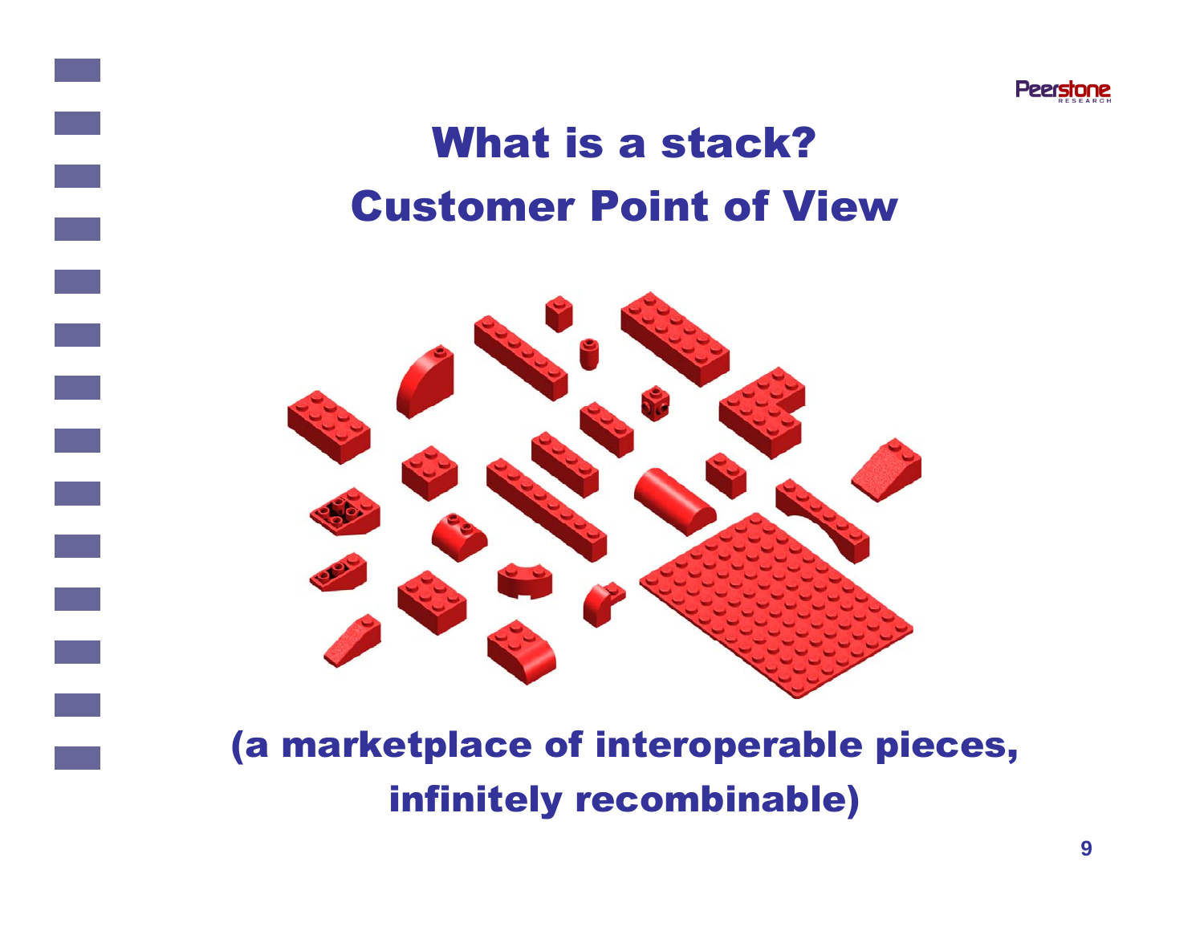# What is a stack?
# Customer Point of View

(a marketplace of interoperable pieces, infinitely recombinable)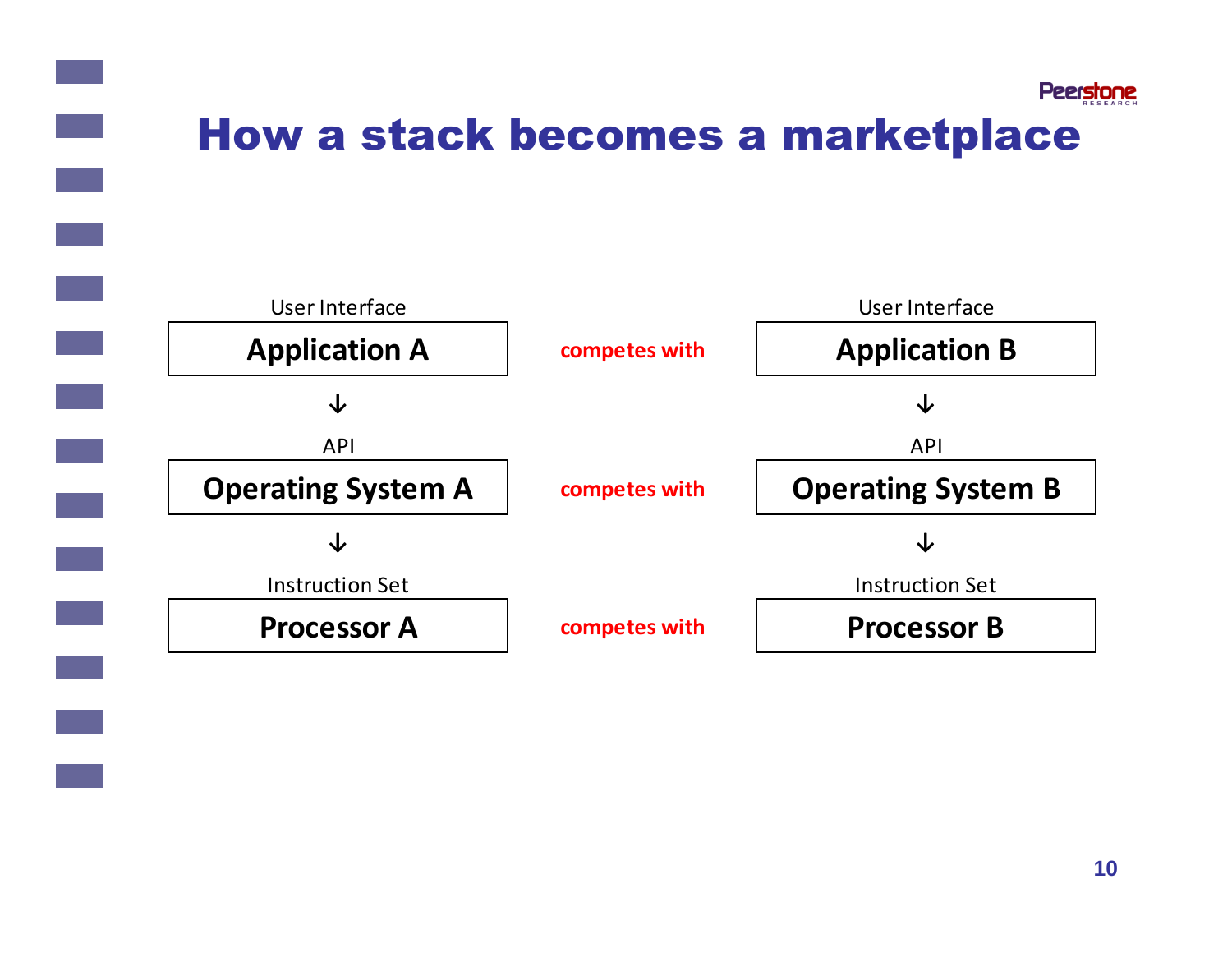# How a stack becomes a marketplace

| User Interface | | User Interface |
|---|---|---|
| **Application A** | competes with | **Application B** |
| ↓ | | ↓ |
| API | | API |
| **Operating System A** | competes with | **Operating System B** |
| ↓ | | ↓ |
| Instruction Set | | Instruction Set |
| **Processor A** | competes with | **Processor B** |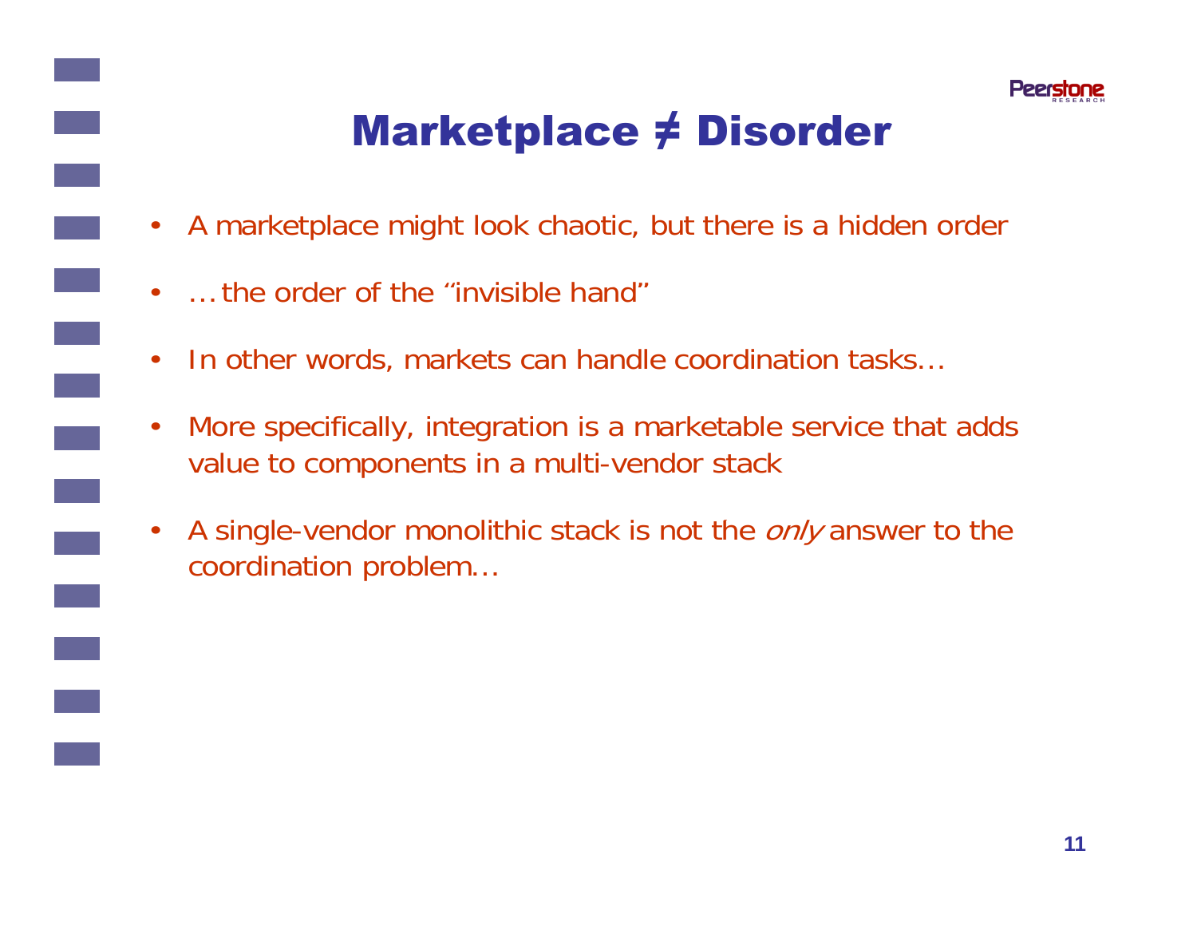# Marketplace ≠ Disorder

- A marketplace might look chaotic, but there is a hidden order
- … the order of the "invisible hand"
- In other words, markets can handle coordination tasks…
- More specifically, integration is a marketable service that adds value to components in a multi-vendor stack
- A single-vendor monolithic stack is not the *only* answer to the coordination problem…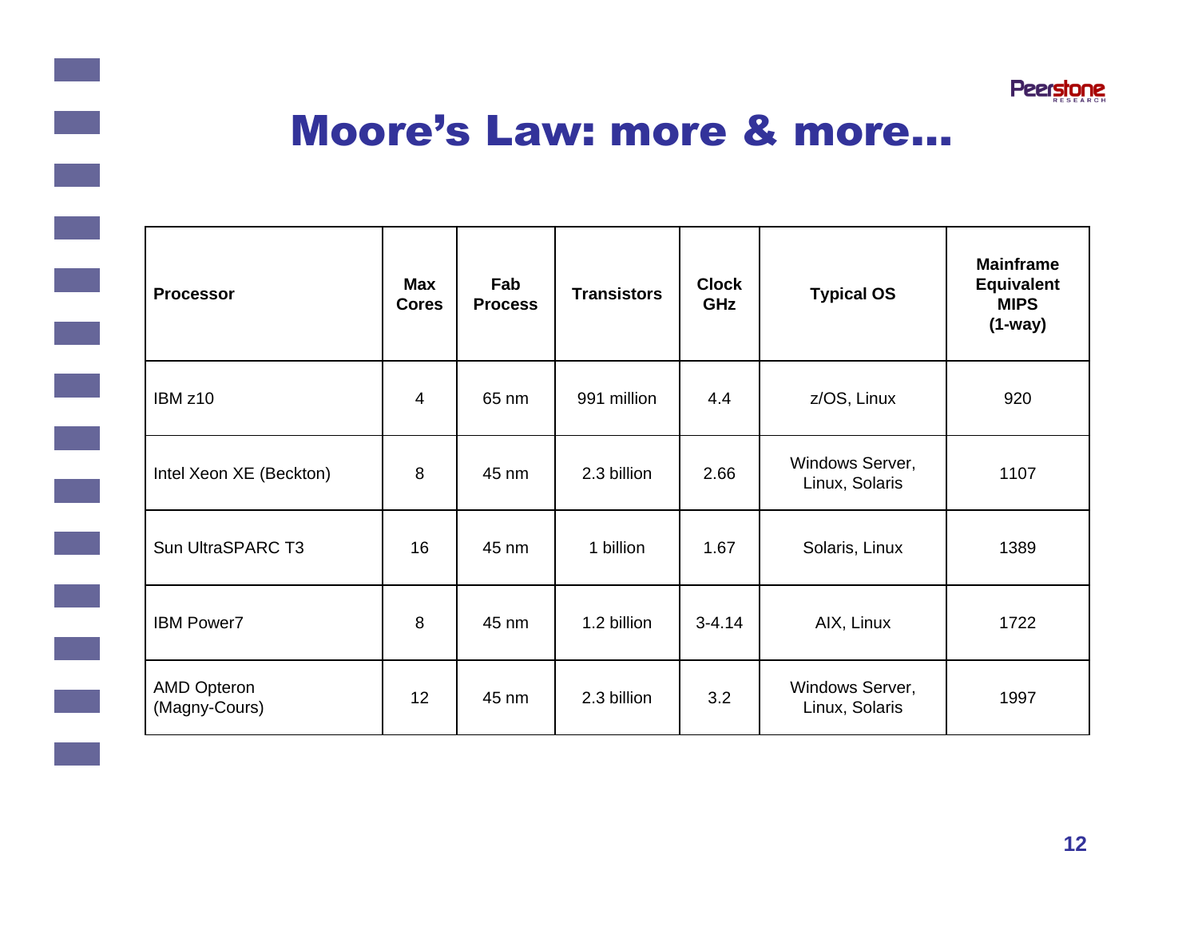# Moore's Law: more & more…

| Processor | Max Cores | Fab Process | Transistors | Clock GHz | Typical OS | Mainframe Equivalent MIPS (1-way) |
|---|---|---|---|---|---|---|
| IBM z10 | 4 | 65 nm | 991 million | 4.4 | z/OS, Linux | 920 |
| Intel Xeon XE (Beckton) | 8 | 45 nm | 2.3 billion | 2.66 | Windows Server, Linux, Solaris | 1107 |
| Sun UltraSPARC T3 | 16 | 45 nm | 1 billion | 1.67 | Solaris, Linux | 1389 |
| IBM Power7 | 8 | 45 nm | 1.2 billion | 3-4.14 | AIX, Linux | 1722 |
| AMD Opteron (Magny-Cours) | 12 | 45 nm | 2.3 billion | 3.2 | Windows Server, Linux, Solaris | 1997 |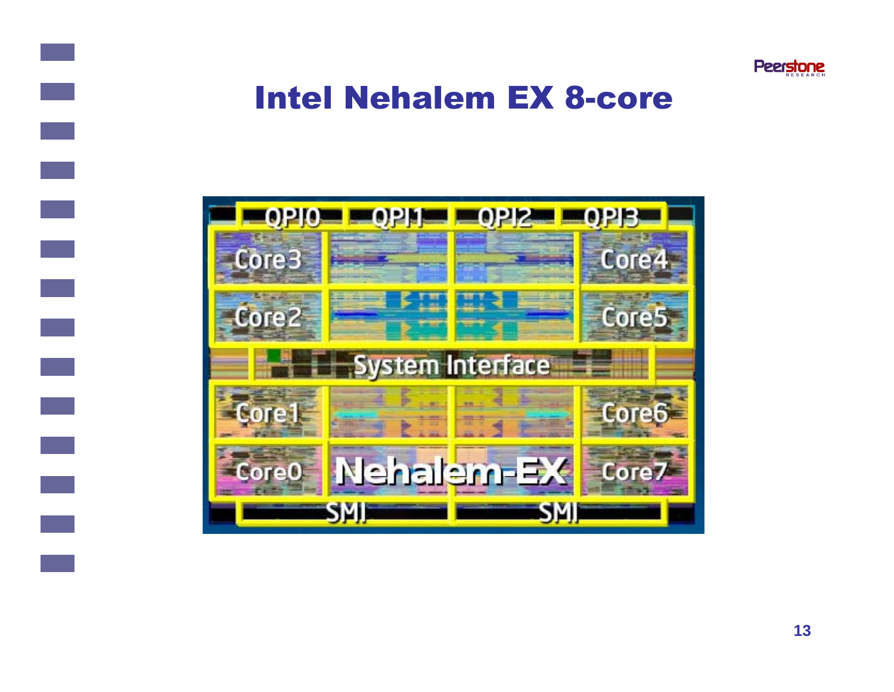# Intel Nehalem EX 8-core

QPI0 QPI1 QPI2 QPI3

Core3 Core4

Core2 Core5

System Interface

Core1 Core6

Core0 Nehalem-EX Core7

SMI SMI